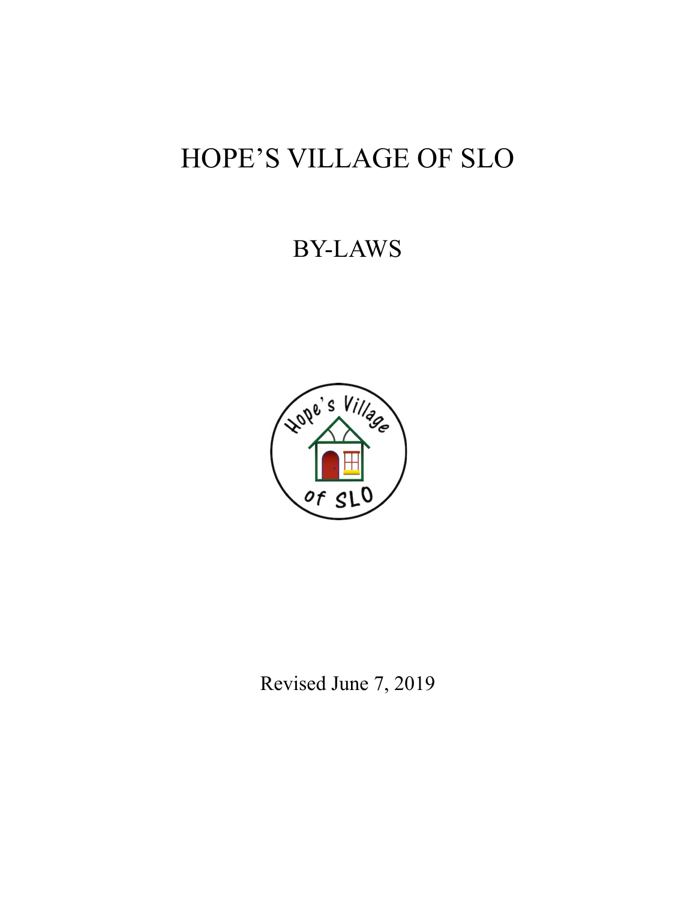# HOPE'S VILLAGE OF SLO

## BY-LAWS

Revised June 7, 2019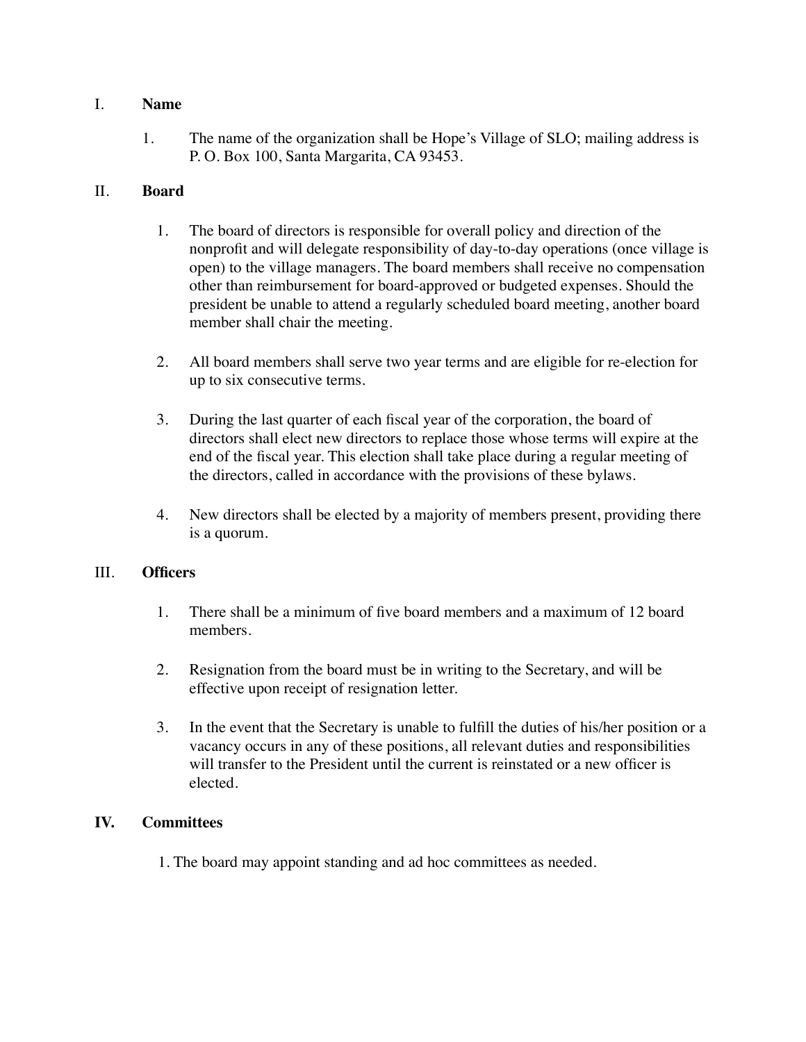## I. Name

1. The name of the organization shall be Hope's Village of SLO; mailing address is P. O. Box 100, Santa Margarita, CA 93453.

## II. Board

1. The board of directors is responsible for overall policy and direction of the nonprofit and will delegate responsibility of day-to-day operations (once village is open) to the village managers. The board members shall receive no compensation other than reimbursement for board-approved or budgeted expenses. Should the president be unable to attend a regularly scheduled board meeting, another board member shall chair the meeting.

2. All board members shall serve two year terms and are eligible for re-election for up to six consecutive terms.

3. During the last quarter of each fiscal year of the corporation, the board of directors shall elect new directors to replace those whose terms will expire at the end of the fiscal year. This election shall take place during a regular meeting of the directors, called in accordance with the provisions of these bylaws.

4. New directors shall be elected by a majority of members present, providing there is a quorum.

## III. Officers

1. There shall be a minimum of five board members and a maximum of 12 board members.

2. Resignation from the board must be in writing to the Secretary, and will be effective upon receipt of resignation letter.

3. In the event that the Secretary is unable to fulfill the duties of his/her position or a vacancy occurs in any of these positions, all relevant duties and responsibilities will transfer to the President until the current is reinstated or a new officer is elected.

## IV. Committees

1. The board may appoint standing and ad hoc committees as needed.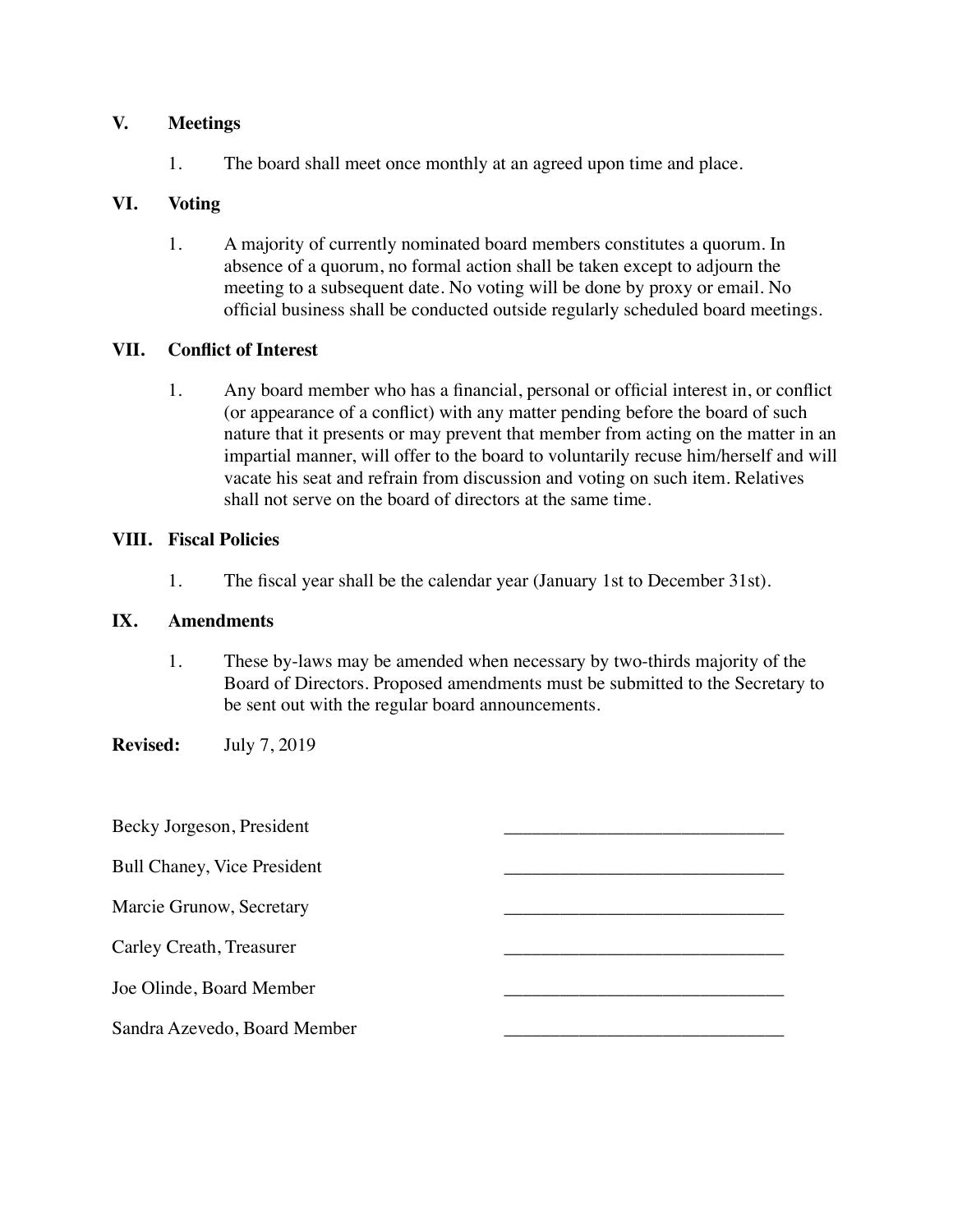## V. Meetings

1. The board shall meet once monthly at an agreed upon time and place.

## VI. Voting

1. A majority of currently nominated board members constitutes a quorum. In absence of a quorum, no formal action shall be taken except to adjourn the meeting to a subsequent date. No voting will be done by proxy or email. No official business shall be conducted outside regularly scheduled board meetings.

## VII. Conflict of Interest

1. Any board member who has a financial, personal or official interest in, or conflict (or appearance of a conflict) with any matter pending before the board of such nature that it presents or may prevent that member from acting on the matter in an impartial manner, will offer to the board to voluntarily recuse him/herself and will vacate his seat and refrain from discussion and voting on such item. Relatives shall not serve on the board of directors at the same time.

## VIII. Fiscal Policies

1. The fiscal year shall be the calendar year (January 1st to December 31st).

## IX. Amendments

1. These by-laws may be amended when necessary by two-thirds majority of the Board of Directors. Proposed amendments must be submitted to the Secretary to be sent out with the regular board announcements.

**Revised:** July 7, 2019

Becky Jorgeson, President _______________________________

Bull Chaney, Vice President _______________________________

Marcie Grunow, Secretary _______________________________

Carley Creath, Treasurer _______________________________

Joe Olinde, Board Member _______________________________

Sandra Azevedo, Board Member _______________________________